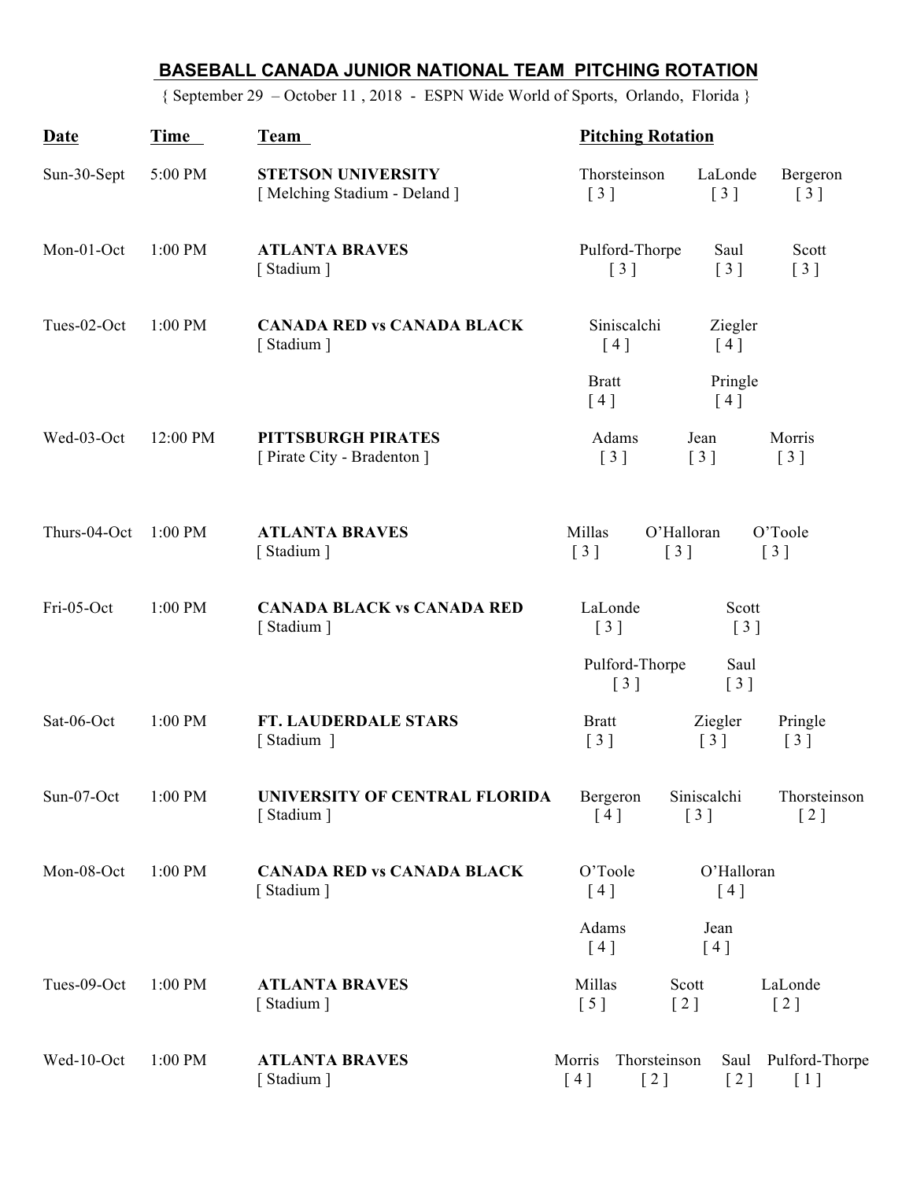# BASEBALL CANADA JUNIOR NATIONAL TEAM PITCHING ROTATION

{ September 29 – October 11 , 2018 - ESPN Wide World of Sports, Orlando, Florida }

| Date | Time | Team | Pitching Rotation |
|---|---|---|---|
| Sun-30-Sept | 5:00 PM | **STETSON UNIVERSITY** [ Melching Stadium - Deland ] | Thorsteinson [ 3 ] LaLonde [ 3 ] Bergeron [ 3 ] |
| Mon-01-Oct | 1:00 PM | **ATLANTA BRAVES** [ Stadium ] | Pulford-Thorpe [ 3 ] Saul [ 3 ] Scott [ 3 ] |
| Tues-02-Oct | 1:00 PM | **CANADA RED vs CANADA BLACK** [ Stadium ] | Siniscalchi [ 4 ] Ziegler [ 4 ]<br>Bratt [ 4 ] Pringle [ 4 ] |
| Wed-03-Oct | 12:00 PM | **PITTSBURGH PIRATES** [ Pirate City - Bradenton ] | Adams [ 3 ] Jean [ 3 ] Morris [ 3 ] |
| Thurs-04-Oct | 1:00 PM | **ATLANTA BRAVES** [ Stadium ] | Millas [ 3 ] O'Halloran [ 3 ] O'Toole [ 3 ] |
| Fri-05-Oct | 1:00 PM | **CANADA BLACK vs CANADA RED** [ Stadium ] | LaLonde [ 3 ] Scott [ 3 ]<br>Pulford-Thorpe [ 3 ] Saul [ 3 ] |
| Sat-06-Oct | 1:00 PM | **FT. LAUDERDALE STARS** [ Stadium ] | Bratt [ 3 ] Ziegler [ 3 ] Pringle [ 3 ] |
| Sun-07-Oct | 1:00 PM | **UNIVERSITY OF CENTRAL FLORIDA** [ Stadium ] | Bergeron [ 4 ] Siniscalchi [ 3 ] Thorsteinson [ 2 ] |
| Mon-08-Oct | 1:00 PM | **CANADA RED vs CANADA BLACK** [ Stadium ] | O'Toole [ 4 ] O'Halloran [ 4 ]<br>Adams [ 4 ] Jean [ 4 ] |
| Tues-09-Oct | 1:00 PM | **ATLANTA BRAVES** [ Stadium ] | Millas [ 5 ] Scott [ 2 ] LaLonde [ 2 ] |
| Wed-10-Oct | 1:00 PM | **ATLANTA BRAVES** [ Stadium ] | Morris [ 4 ] Thorsteinson [ 2 ] Saul [ 2 ] Pulford-Thorpe [ 1 ] |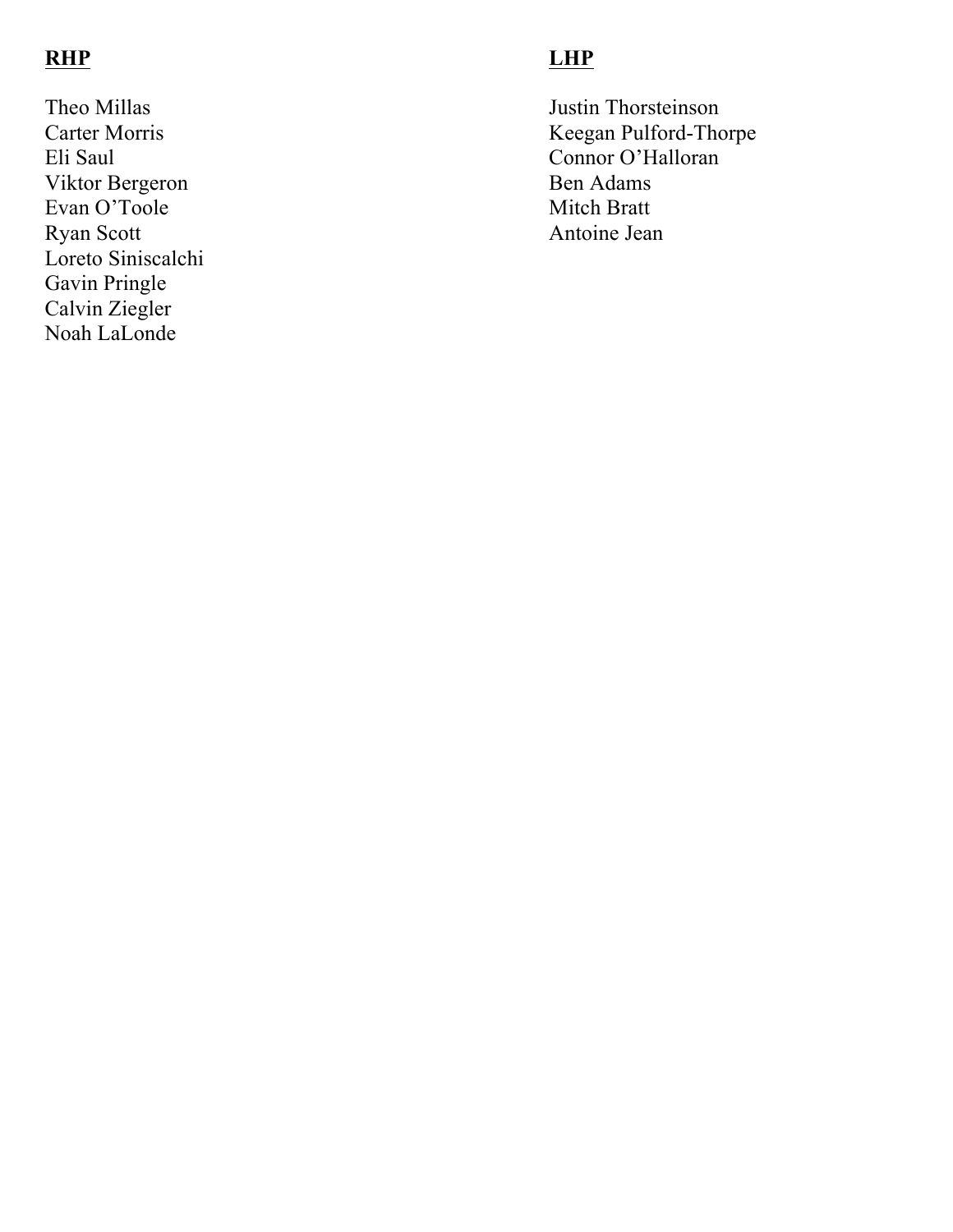**RHP**

Theo Millas
Carter Morris
Eli Saul
Viktor Bergeron
Evan O'Toole
Ryan Scott
Loreto Siniscalchi
Gavin Pringle
Calvin Ziegler
Noah LaLonde

**LHP**

Justin Thorsteinson
Keegan Pulford-Thorpe
Connor O'Halloran
Ben Adams
Mitch Bratt
Antoine Jean